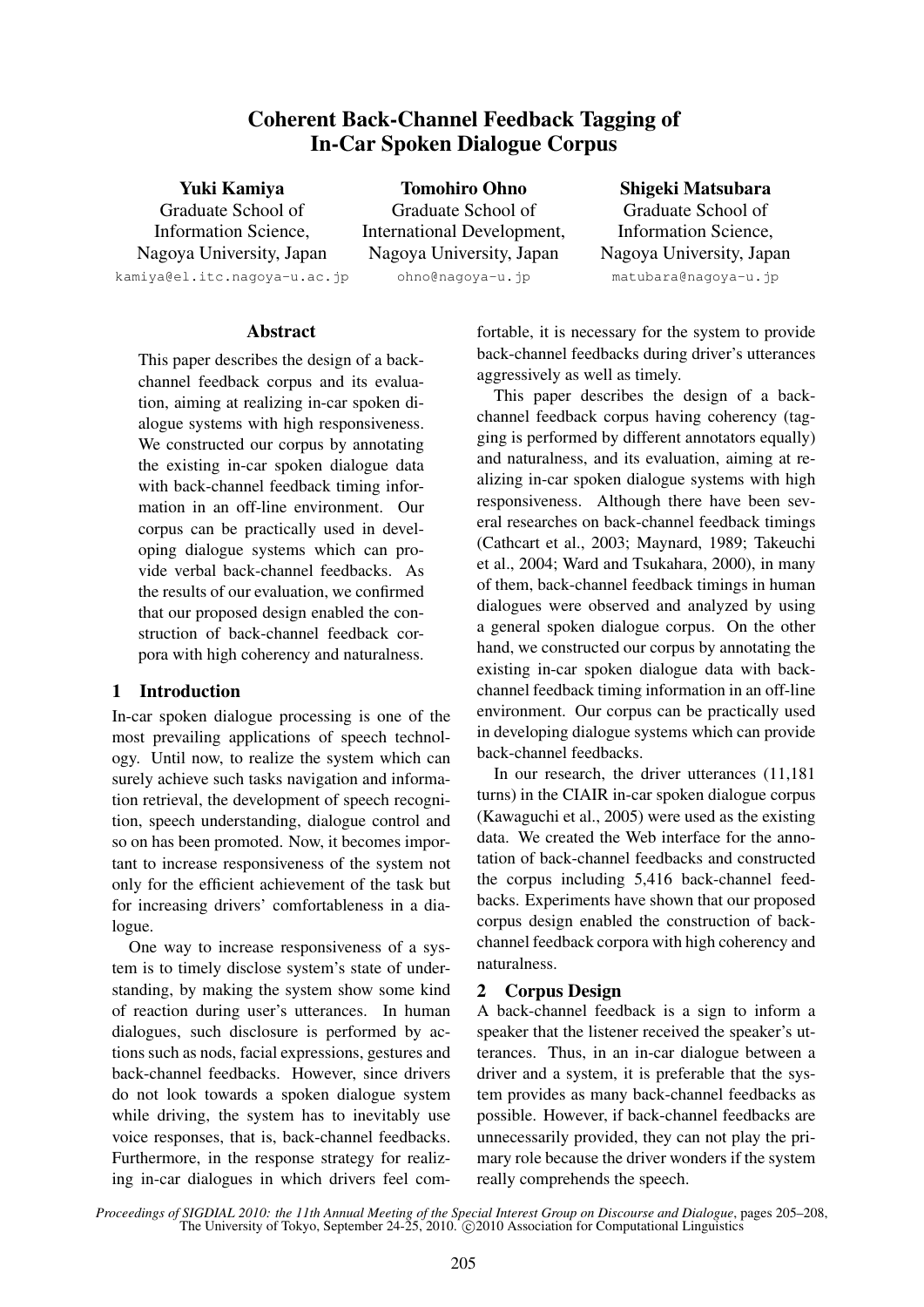# Coherent Back-Channel Feedback Tagging of In-Car Spoken Dialogue Corpus

**Yuki Kamiya**
Graduate School of Information Science, Nagoya University, Japan
kamiya@el.itc.nagoya-u.ac.jp

**Tomohiro Ohno**
Graduate School of International Development, Nagoya University, Japan
ohno@nagoya-u.jp

**Shigeki Matsubara**
Graduate School of Information Science, Nagoya University, Japan
matubara@nagoya-u.jp

## Abstract

This paper describes the design of a back-channel feedback corpus and its evaluation, aiming at realizing in-car spoken dialogue systems with high responsiveness. We constructed our corpus by annotating the existing in-car spoken dialogue data with back-channel feedback timing information in an off-line environment. Our corpus can be practically used in developing dialogue systems which can provide verbal back-channel feedbacks. As the results of our evaluation, we confirmed that our proposed design enabled the construction of back-channel feedback corpora with high coherency and naturalness.

## 1 Introduction

In-car spoken dialogue processing is one of the most prevailing applications of speech technology. Until now, to realize the system which can surely achieve such tasks navigation and information retrieval, the development of speech recognition, speech understanding, dialogue control and so on has been promoted. Now, it becomes important to increase responsiveness of the system not only for the efficient achievement of the task but for increasing drivers' comfortableness in a dialogue.

One way to increase responsiveness of a system is to timely disclose system's state of understanding, by making the system show some kind of reaction during user's utterances. In human dialogues, such disclosure is performed by actions such as nods, facial expressions, gestures and back-channel feedbacks. However, since drivers do not look towards a spoken dialogue system while driving, the system has to inevitably use voice responses, that is, back-channel feedbacks. Furthermore, in the response strategy for realizing in-car dialogues in which drivers feel comfortable, it is necessary for the system to provide back-channel feedbacks during driver's utterances aggressively as well as timely.

This paper describes the design of a back-channel feedback corpus having coherency (tagging is performed by different annotators equally) and naturalness, and its evaluation, aiming at realizing in-car spoken dialogue systems with high responsiveness. Although there have been several researches on back-channel feedback timings (Cathcart et al., 2003; Maynard, 1989; Takeuchi et al., 2004; Ward and Tsukahara, 2000), in many of them, back-channel feedback timings in human dialogues were observed and analyzed by using a general spoken dialogue corpus. On the other hand, we constructed our corpus by annotating the existing in-car spoken dialogue data with back-channel feedback timing information in an off-line environment. Our corpus can be practically used in developing dialogue systems which can provide back-channel feedbacks.

In our research, the driver utterances (11,181 turns) in the CIAIR in-car spoken dialogue corpus (Kawaguchi et al., 2005) were used as the existing data. We created the Web interface for the annotation of back-channel feedbacks and constructed the corpus including 5,416 back-channel feedbacks. Experiments have shown that our proposed corpus design enabled the construction of back-channel feedback corpora with high coherency and naturalness.

## 2 Corpus Design

A back-channel feedback is a sign to inform a speaker that the listener received the speaker's utterances. Thus, in an in-car dialogue between a driver and a system, it is preferable that the system provides as many back-channel feedbacks as possible. However, if back-channel feedbacks are unnecessarily provided, they can not play the primary role because the driver wonders if the system really comprehends the speech.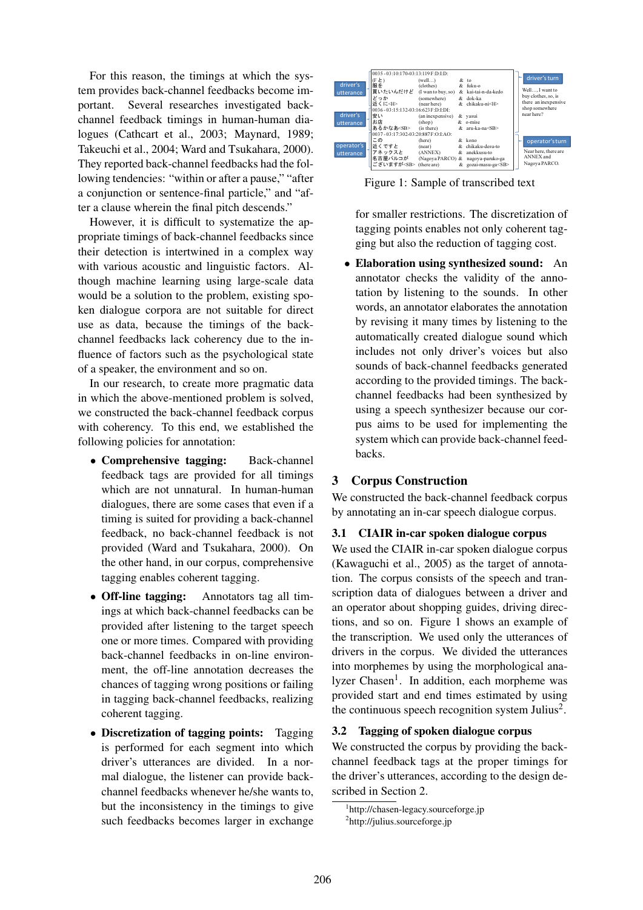For this reason, the timings at which the system provides back-channel feedbacks become important. Several researches investigated back-channel feedback timings in human-human dialogues (Cathcart et al., 2003; Maynard, 1989; Takeuchi et al., 2004; Ward and Tsukahara, 2000). They reported back-channel feedbacks had the following tendencies: "within or after a pause," "after a conjunction or sentence-final particle," and "after a clause wherein the final pitch descends."

However, it is difficult to systematize the appropriate timings of back-channel feedbacks since their detection is intertwined in a complex way with various acoustic and linguistic factors. Although machine learning using large-scale data would be a solution to the problem, existing spoken dialogue corpora are not suitable for direct use as data, because the timings of the back-channel feedbacks lack coherency due to the influence of factors such as the psychological state of a speaker, the environment and so on.

In our research, to create more pragmatic data in which the above-mentioned problem is solved, we constructed the back-channel feedback corpus with coherency. To this end, we established the following policies for annotation:

- **Comprehensive tagging:** Back-channel feedback tags are provided for all timings which are not unnatural. In human-human dialogues, there are some cases that even if a timing is suited for providing a back-channel feedback, no back-channel feedback is not provided (Ward and Tsukahara, 2000). On the other hand, in our corpus, comprehensive tagging enables coherent tagging.
- **Off-line tagging:** Annotators tag all timings at which back-channel feedbacks can be provided after listening to the target speech one or more times. Compared with providing back-channel feedbacks in on-line environment, the off-line annotation decreases the chances of tagging wrong positions or failing in tagging back-channel feedbacks, realizing coherent tagging.
- **Discretization of tagging points:** Tagging is performed for each segment into which driver's utterances are divided. In a normal dialogue, the listener can provide back-channel feedbacks whenever he/she wants to, but the inconsistency in the timings to give such feedbacks becomes larger in exchange for smaller restrictions. The discretization of tagging points enables not only coherent tagging but also the reduction of tagging cost.
- **Elaboration using synthesized sound:** An annotator checks the validity of the annotation by listening to the sounds. In other words, an annotator elaborates the annotation by revising it many times by listening to the automatically created dialogue sound which includes not only driver's voices but also sounds of back-channel feedbacks generated according to the provided timings. The back-channel feedbacks had been synthesized by using a speech synthesizer because our corpus aims to be used for implementing the system which can provide back-channel feedbacks.

| | | | | | |
|---|---|---|---|---|---|
| driver's utterance | 0035 - 03:10:170-03:13:119 F:D:I:D: | | | | driver's turn |
| | (まあ) | (well...) | & | to | Well..., I want to buy clothes, so, is there an inexpensive shop somewhere near here? |
| | 服を | (clothes) | & | fuku-o | |
| | 買いたいんだけど | (I want to buy, so) | & | kai-tai-n-da-kedo | |
| | どっか | (somewhere) | & | dok-ka | |
| | 近くに<H> | (near here) | & | chikaku-ni<H> | |
| driver's utterance | 0036 - 03:15:132-03:16:623 F:D:I:D: | | | | |
| | 安い | (an inexpensive) | & | yasui | |
| | お店 | (shop) | & | o-mise | |
| | あるかなあ<SB> | (is there) | & | aru-ka-na<SB> | |
| operator's utterance | 0037 - 03:17:302-03:20:887 F:O:I:AO: | | | | operator's turn |
| | この | (here) | & | kono | Near here, there are ANNEX and Nagoya PARCO. |
| | 近くですと | (near) | & | chikaku-desu-to | |
| | アネックスと | (ANNEX) | & | anekkusu-to | |
| | 名古屋パルコが | (Nagoya PARCO) | & | nagoya-paruko-ga | |
| | ございますが<SB> | (there are) | & | gozai-masu-ga<SB> | |

Figure 1: Sample of transcribed text

## 3 Corpus Construction

We constructed the back-channel feedback corpus by annotating an in-car speech dialogue corpus.

### 3.1 CIAIR in-car spoken dialogue corpus

We used the CIAIR in-car spoken dialogue corpus (Kawaguchi et al., 2005) as the target of annotation. The corpus consists of the speech and transcription data of dialogues between a driver and an operator about shopping guides, driving directions, and so on. Figure 1 shows an example of the transcription. We used only the utterances of drivers in the corpus. We divided the utterances into morphemes by using the morphological analyzer Chasen[1]. In addition, each morpheme was provided start and end times estimated by using the continuous speech recognition system Julius[2].

### 3.2 Tagging of spoken dialogue corpus

We constructed the corpus by providing the back-channel feedback tags at the proper timings for the driver's utterances, according to the design described in Section 2.

[1] http://chasen-legacy.sourceforge.jp

[2] http://julius.sourceforge.jp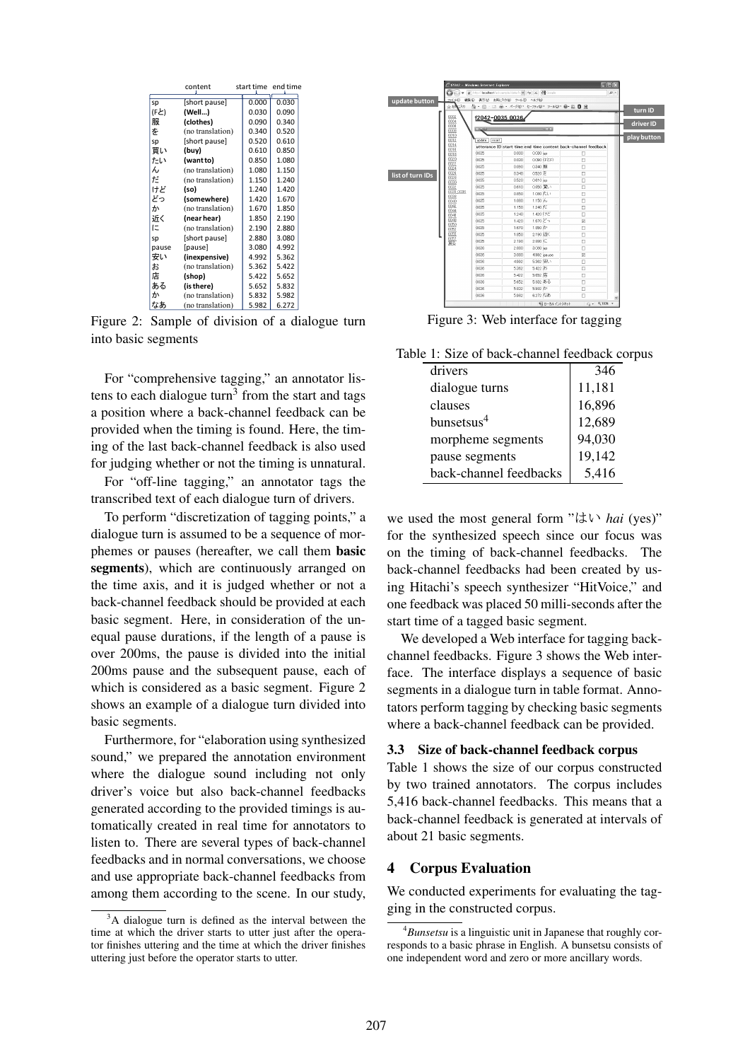| | content | start time | end time |
|---|---|---|---|
| sp | [short pause] | 0.000 | 0.030 |
| (F と) | **(Well…)** | 0.030 | 0.090 |
| 服 | **(clothes)** | 0.090 | 0.340 |
| を | (no translation) | 0.340 | 0.520 |
| sp | [short pause] | 0.520 | 0.610 |
| 買い | **(buy)** | 0.610 | 0.850 |
| たい | **(want to)** | 0.850 | 1.080 |
| ん | (no translation) | 1.080 | 1.150 |
| だ | (no translation) | 1.150 | 1.240 |
| けど | **(so)** | 1.240 | 1.420 |
| どっ | **(somewhere)** | 1.420 | 1.670 |
| か | (no translation) | 1.670 | 1.850 |
| 近く | **(near hear)** | 1.850 | 2.190 |
| に | (no translation) | 2.190 | 2.880 |
| sp | [short pause] | 2.880 | 3.080 |
| pause | [pause] | 3.080 | 4.992 |
| 安い | **(inexpensive)** | 4.992 | 5.362 |
| お | (no translation) | 5.362 | 5.422 |
| 店 | **(shop)** | 5.422 | 5.652 |
| ある | **(is there)** | 5.652 | 5.832 |
| か | (no translation) | 5.832 | 5.982 |
| なあ | (no translation) | 5.982 | 6.272 |

Figure 2: Sample of division of a dialogue turn into basic segments

For "comprehensive tagging," an annotator listens to each dialogue turn[3] from the start and tags a position where a back-channel feedback can be provided when the timing is found. Here, the timing of the last back-channel feedback is also used for judging whether or not the timing is unnatural.

For "off-line tagging," an annotator tags the transcribed text of each dialogue turn of drivers.

To perform "discretization of tagging points," a dialogue turn is assumed to be a sequence of morphemes or pauses (hereafter, we call them **basic segments**), which are continuously arranged on the time axis, and it is judged whether or not a back-channel feedback should be provided at each basic segment. Here, in consideration of the unequal pause durations, if the length of a pause is over 200ms, the pause is divided into the initial 200ms pause and the subsequent pause, each of which is considered as a basic segment. Figure 2 shows an example of a dialogue turn divided into basic segments.

Furthermore, for "elaboration using synthesized sound," we prepared the annotation environment where the dialogue sound including not only driver's voice but also back-channel feedbacks generated according to the provided timings is automatically created in real time for annotators to listen to. There are several types of back-channel feedbacks and in normal conversations, we choose and use appropriate back-channel feedbacks from among them according to the scene. In our study, we used the most general form "はい *hai* (yes)" for the synthesized speech since our focus was on the timing of back-channel feedbacks. The back-channel feedbacks had been created by using Hitachi's speech synthesizer "HitVoice," and one feedback was placed 50 milli-seconds after the start time of a tagged basic segment.

Figure 3: Web interface for tagging

We developed a Web interface for tagging back-channel feedbacks. Figure 3 shows the Web interface. The interface displays a sequence of basic segments in a dialogue turn in table format. Annotators perform tagging by checking basic segments where a back-channel feedback can be provided.

Table 1: Size of back-channel feedback corpus

| | |
|---|---|
| drivers | 346 |
| dialogue turns | 11,181 |
| clauses | 16,896 |
| bunsetsus[4] | 12,689 |
| morpheme segments | 94,030 |
| pause segments | 19,142 |
| back-channel feedbacks | 5,416 |

### 3.3 Size of back-channel feedback corpus

Table 1 shows the size of our corpus constructed by two trained annotators. The corpus includes 5,416 back-channel feedbacks. This means that a back-channel feedback is generated at intervals of about 21 basic segments.

## 4 Corpus Evaluation

We conducted experiments for evaluating the tagging in the constructed corpus.

---

[3] A dialogue turn is defined as the interval between the time at which the driver starts to utter just after the operator finishes uttering and the time at which the driver finishes uttering just before the operator starts to utter.

[4] *Bunsetsu* is a linguistic unit in Japanese that roughly corresponds to a basic phrase in English. A bunsetsu consists of one independent word and zero or more ancillary words.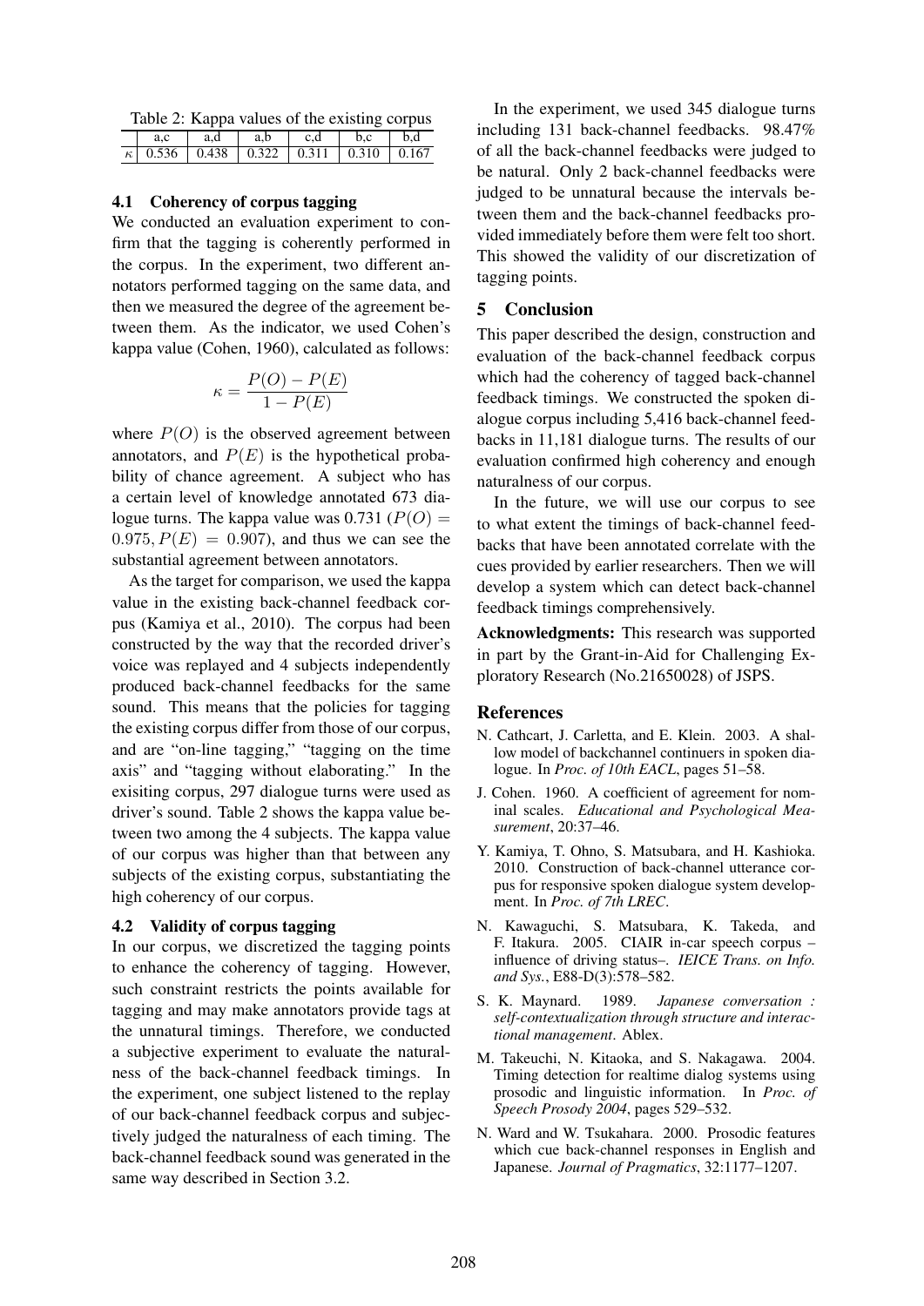Table 2: Kappa values of the existing corpus

| | a,c | a,d | a,b | c,d | b,c | b,d |
|---|---|---|---|---|---|---|
| $\kappa$ | 0.536 | 0.438 | 0.322 | 0.311 | 0.310 | 0.167 |

### 4.1 Coherency of corpus tagging

We conducted an evaluation experiment to confirm that the tagging is coherently performed in the corpus. In the experiment, two different annotators performed tagging on the same data, and then we measured the degree of the agreement between them. As the indicator, we used Cohen's kappa value (Cohen, 1960), calculated as follows:

$$\kappa = \frac{P(O) - P(E)}{1 - P(E)}$$

where $P(O)$ is the observed agreement between annotators, and $P(E)$ is the hypothetical probability of chance agreement. A subject who has a certain level of knowledge annotated 673 dialogue turns. The kappa value was 0.731 ($P(O) = 0.975, P(E) = 0.907$), and thus we can see the substantial agreement between annotators.

As the target for comparison, we used the kappa value in the existing back-channel feedback corpus (Kamiya et al., 2010). The corpus had been constructed by the way that the recorded driver's voice was replayed and 4 subjects independently produced back-channel feedbacks for the same sound. This means that the policies for tagging the existing corpus differ from those of our corpus, and are "on-line tagging," "tagging on the time axis" and "tagging without elaborating." In the exisiting corpus, 297 dialogue turns were used as driver's sound. Table 2 shows the kappa value between two among the 4 subjects. The kappa value of our corpus was higher than that between any subjects of the existing corpus, substantiating the high coherency of our corpus.

### 4.2 Validity of corpus tagging

In our corpus, we discretized the tagging points to enhance the coherency of tagging. However, such constraint restricts the points available for tagging and may make annotators provide tags at the unnatural timings. Therefore, we conducted a subjective experiment to evaluate the naturalness of the back-channel feedback timings. In the experiment, one subject listened to the replay of our back-channel feedback corpus and subjectively judged the naturalness of each timing. The back-channel feedback sound was generated in the same way described in Section 3.2.

In the experiment, we used 345 dialogue turns including 131 back-channel feedbacks. 98.47% of all the back-channel feedbacks were judged to be natural. Only 2 back-channel feedbacks were judged to be unnatural because the intervals between them and the back-channel feedbacks provided immediately before them were felt too short. This showed the validity of our discretization of tagging points.

## 5 Conclusion

This paper described the design, construction and evaluation of the back-channel feedback corpus which had the coherency of tagged back-channel feedback timings. We constructed the spoken dialogue corpus including 5,416 back-channel feedbacks in 11,181 dialogue turns. The results of our evaluation confirmed high coherency and enough naturalness of our corpus.

In the future, we will use our corpus to see to what extent the timings of back-channel feedbacks that have been annotated correlate with the cues provided by earlier researchers. Then we will develop a system which can detect back-channel feedback timings comprehensively.

**Acknowledgments:** This research was supported in part by the Grant-in-Aid for Challenging Exploratory Research (No.21650028) of JSPS.

## References

N. Cathcart, J. Carletta, and E. Klein. 2003. A shallow model of backchannel continuers in spoken dialogue. In *Proc. of 10th EACL*, pages 51–58.

J. Cohen. 1960. A coefficient of agreement for nominal scales. *Educational and Psychological Measurement*, 20:37–46.

Y. Kamiya, T. Ohno, S. Matsubara, and H. Kashioka. 2010. Construction of back-channel utterance corpus for responsive spoken dialogue system development. In *Proc. of 7th LREC*.

N. Kawaguchi, S. Matsubara, K. Takeda, and F. Itakura. 2005. CIAIR in-car speech corpus – influence of driving status–. *IEICE Trans. on Info. and Sys.*, E88-D(3):578–582.

S. K. Maynard. 1989. *Japanese conversation : self-contextualization through structure and interactional management*. Ablex.

M. Takeuchi, N. Kitaoka, and S. Nakagawa. 2004. Timing detection for realtime dialog systems using prosodic and linguistic information. In *Proc. of Speech Prosody 2004*, pages 529–532.

N. Ward and W. Tsukahara. 2000. Prosodic features which cue back-channel responses in English and Japanese. *Journal of Pragmatics*, 32:1177–1207.